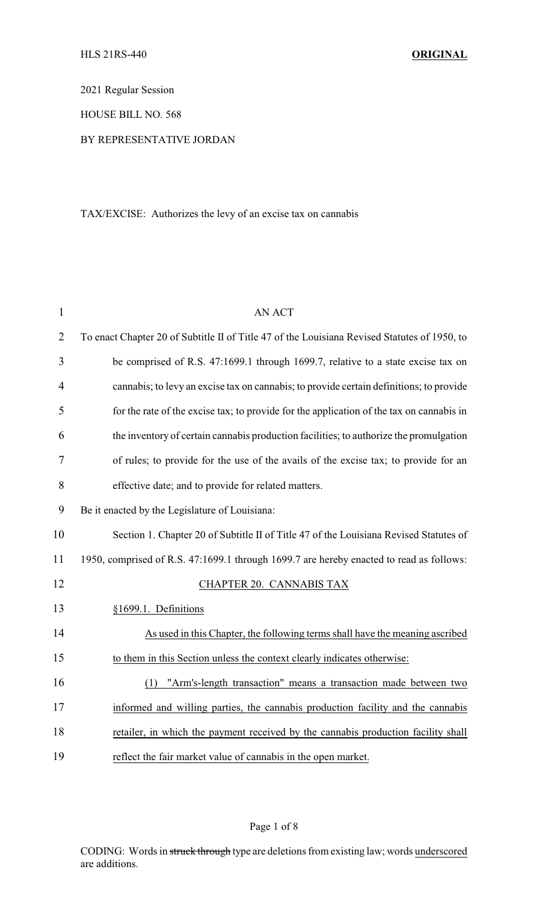HLS 21RS-440 **ORIGINAL**

2021 Regular Session

HOUSE BILL NO. 568

BY REPRESENTATIVE JORDAN

TAX/EXCISE: Authorizes the levy of an excise tax on cannabis

AN ACT

To enact Chapter 20 of Subtitle II of Title 47 of the Louisiana Revised Statutes of 1950, to be comprised of R.S. 47:1699.1 through 1699.7, relative to a state excise tax on cannabis; to levy an excise tax on cannabis; to provide certain definitions; to provide for the rate of the excise tax; to provide for the application of the tax on cannabis in the inventory of certain cannabis production facilities; to authorize the promulgation of rules; to provide for the use of the avails of the excise tax; to provide for an effective date; and to provide for related matters.

Be it enacted by the Legislature of Louisiana:

Section 1. Chapter 20 of Subtitle II of Title 47 of the Louisiana Revised Statutes of 1950, comprised of R.S. 47:1699.1 through 1699.7 are hereby enacted to read as follows:

CHAPTER 20. CANNABIS TAX

§1699.1. Definitions

As used in this Chapter, the following terms shall have the meaning ascribed to them in this Section unless the context clearly indicates otherwise:

(1) "Arm's-length transaction" means a transaction made between two informed and willing parties, the cannabis production facility and the cannabis retailer, in which the payment received by the cannabis production facility shall reflect the fair market value of cannabis in the open market.

CODING: Words in ~~struck through~~ type are deletions from existing law; words underscored are additions.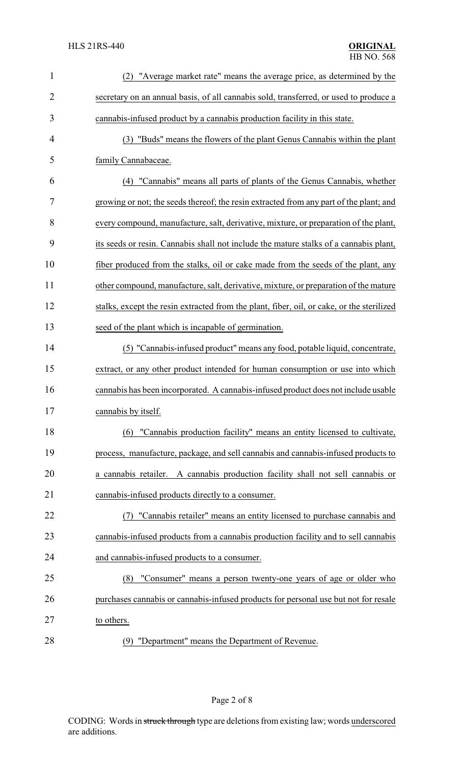(2) "Average market rate" means the average price, as determined by the secretary on an annual basis, of all cannabis sold, transferred, or used to produce a cannabis-infused product by a cannabis production facility in this state.

(3) "Buds" means the flowers of the plant Genus Cannabis within the plant family Cannabaceae.

(4) "Cannabis" means all parts of plants of the Genus Cannabis, whether growing or not; the seeds thereof; the resin extracted from any part of the plant; and every compound, manufacture, salt, derivative, mixture, or preparation of the plant, its seeds or resin. Cannabis shall not include the mature stalks of a cannabis plant, fiber produced from the stalks, oil or cake made from the seeds of the plant, any other compound, manufacture, salt, derivative, mixture, or preparation of the mature stalks, except the resin extracted from the plant, fiber, oil, or cake, or the sterilized seed of the plant which is incapable of germination.

(5) "Cannabis-infused product" means any food, potable liquid, concentrate, extract, or any other product intended for human consumption or use into which cannabis has been incorporated. A cannabis-infused product does not include usable cannabis by itself.

(6) "Cannabis production facility" means an entity licensed to cultivate, process, manufacture, package, and sell cannabis and cannabis-infused products to a cannabis retailer. A cannabis production facility shall not sell cannabis or cannabis-infused products directly to a consumer.

(7) "Cannabis retailer" means an entity licensed to purchase cannabis and cannabis-infused products from a cannabis production facility and to sell cannabis and cannabis-infused products to a consumer.

(8) "Consumer" means a person twenty-one years of age or older who purchases cannabis or cannabis-infused products for personal use but not for resale to others.

(9) "Department" means the Department of Revenue.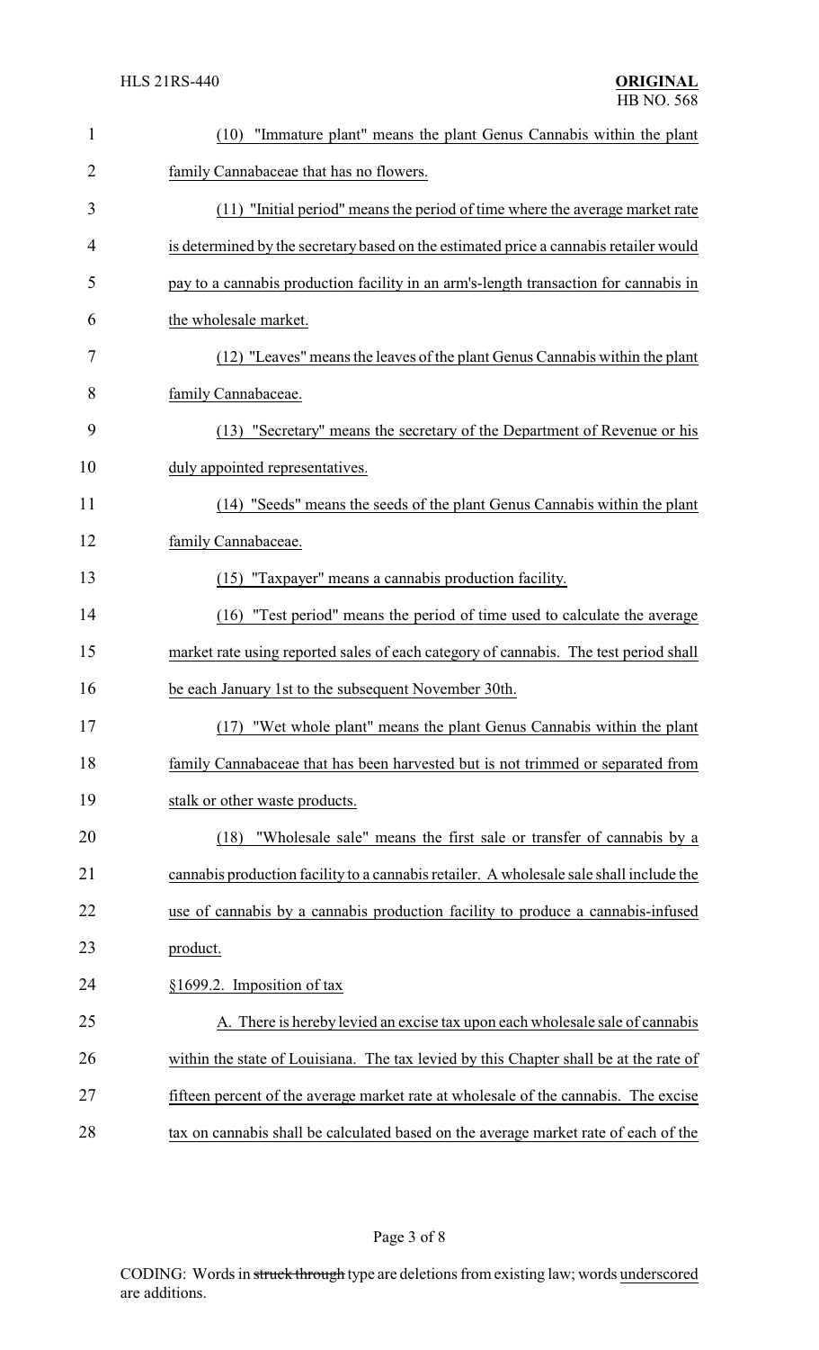(10) "Immature plant" means the plant Genus Cannabis within the plant family Cannabaceae that has no flowers.

(11) "Initial period" means the period of time where the average market rate is determined by the secretary based on the estimated price a cannabis retailer would pay to a cannabis production facility in an arm's-length transaction for cannabis in the wholesale market.

(12) "Leaves" means the leaves of the plant Genus Cannabis within the plant family Cannabaceae.

(13) "Secretary" means the secretary of the Department of Revenue or his duly appointed representatives.

(14) "Seeds" means the seeds of the plant Genus Cannabis within the plant family Cannabaceae.

(15) "Taxpayer" means a cannabis production facility.

(16) "Test period" means the period of time used to calculate the average market rate using reported sales of each category of cannabis. The test period shall be each January 1st to the subsequent November 30th.

(17) "Wet whole plant" means the plant Genus Cannabis within the plant family Cannabaceae that has been harvested but is not trimmed or separated from stalk or other waste products.

(18) "Wholesale sale" means the first sale or transfer of cannabis by a cannabis production facility to a cannabis retailer. A wholesale sale shall include the use of cannabis by a cannabis production facility to produce a cannabis-infused product.

§1699.2. Imposition of tax

A. There is hereby levied an excise tax upon each wholesale sale of cannabis within the state of Louisiana. The tax levied by this Chapter shall be at the rate of fifteen percent of the average market rate at wholesale of the cannabis. The excise tax on cannabis shall be calculated based on the average market rate of each of the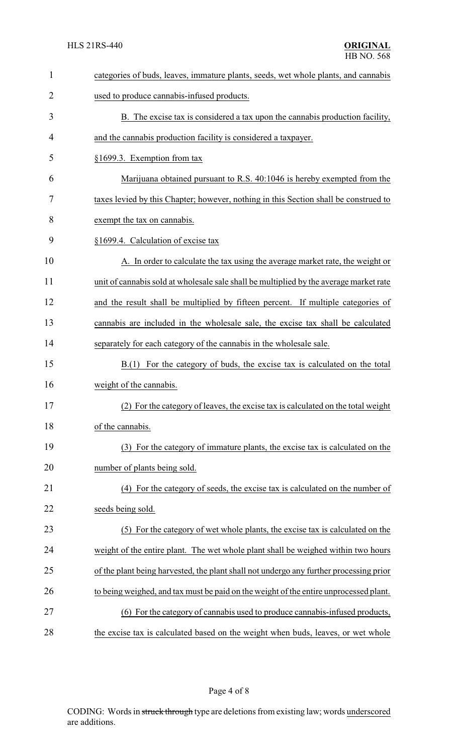categories of buds, leaves, immature plants, seeds, wet whole plants, and cannabis used to produce cannabis-infused products.

B. The excise tax is considered a tax upon the cannabis production facility, and the cannabis production facility is considered a taxpayer.

§1699.3. Exemption from tax

Marijuana obtained pursuant to R.S. 40:1046 is hereby exempted from the taxes levied by this Chapter; however, nothing in this Section shall be construed to exempt the tax on cannabis.

§1699.4. Calculation of excise tax

A. In order to calculate the tax using the average market rate, the weight or unit of cannabis sold at wholesale sale shall be multiplied by the average market rate and the result shall be multiplied by fifteen percent. If multiple categories of cannabis are included in the wholesale sale, the excise tax shall be calculated separately for each category of the cannabis in the wholesale sale.

B.(1) For the category of buds, the excise tax is calculated on the total weight of the cannabis.

(2) For the category of leaves, the excise tax is calculated on the total weight of the cannabis.

(3) For the category of immature plants, the excise tax is calculated on the number of plants being sold.

(4) For the category of seeds, the excise tax is calculated on the number of seeds being sold.

(5) For the category of wet whole plants, the excise tax is calculated on the weight of the entire plant. The wet whole plant shall be weighed within two hours of the plant being harvested, the plant shall not undergo any further processing prior to being weighed, and tax must be paid on the weight of the entire unprocessed plant.

(6) For the category of cannabis used to produce cannabis-infused products, the excise tax is calculated based on the weight when buds, leaves, or wet whole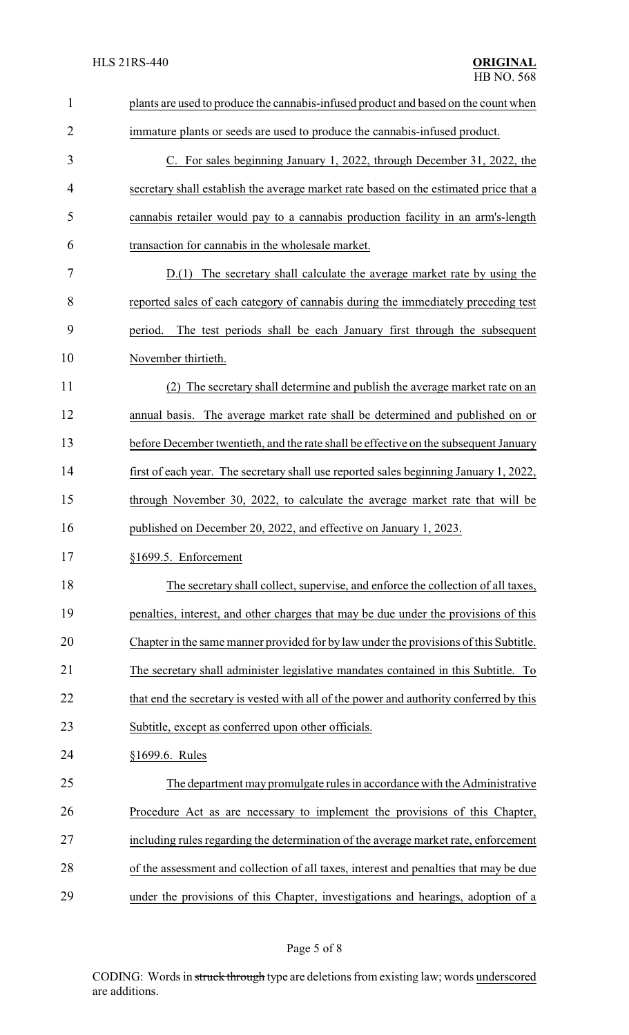plants are used to produce the cannabis-infused product and based on the count when immature plants or seeds are used to produce the cannabis-infused product.

C. For sales beginning January 1, 2022, through December 31, 2022, the secretary shall establish the average market rate based on the estimated price that a cannabis retailer would pay to a cannabis production facility in an arm's-length transaction for cannabis in the wholesale market.

D.(1) The secretary shall calculate the average market rate by using the reported sales of each category of cannabis during the immediately preceding test period. The test periods shall be each January first through the subsequent November thirtieth.

(2) The secretary shall determine and publish the average market rate on an annual basis. The average market rate shall be determined and published on or before December twentieth, and the rate shall be effective on the subsequent January first of each year. The secretary shall use reported sales beginning January 1, 2022, through November 30, 2022, to calculate the average market rate that will be published on December 20, 2022, and effective on January 1, 2023.

§1699.5. Enforcement

The secretary shall collect, supervise, and enforce the collection of all taxes, penalties, interest, and other charges that may be due under the provisions of this Chapter in the same manner provided for by law under the provisions of this Subtitle. The secretary shall administer legislative mandates contained in this Subtitle. To that end the secretary is vested with all of the power and authority conferred by this Subtitle, except as conferred upon other officials.

§1699.6. Rules

The department may promulgate rules in accordance with the Administrative Procedure Act as are necessary to implement the provisions of this Chapter, including rules regarding the determination of the average market rate, enforcement of the assessment and collection of all taxes, interest and penalties that may be due under the provisions of this Chapter, investigations and hearings, adoption of a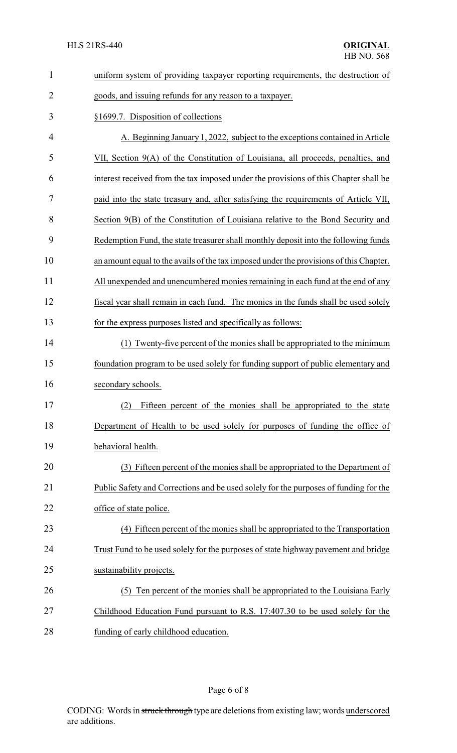uniform system of providing taxpayer reporting requirements, the destruction of goods, and issuing refunds for any reason to a taxpayer.

§1699.7. Disposition of collections

A. Beginning January 1, 2022, subject to the exceptions contained in Article VII, Section 9(A) of the Constitution of Louisiana, all proceeds, penalties, and interest received from the tax imposed under the provisions of this Chapter shall be paid into the state treasury and, after satisfying the requirements of Article VII, Section 9(B) of the Constitution of Louisiana relative to the Bond Security and Redemption Fund, the state treasurer shall monthly deposit into the following funds an amount equal to the avails of the tax imposed under the provisions of this Chapter. All unexpended and unencumbered monies remaining in each fund at the end of any fiscal year shall remain in each fund. The monies in the funds shall be used solely for the express purposes listed and specifically as follows:

(1) Twenty-five percent of the monies shall be appropriated to the minimum foundation program to be used solely for funding support of public elementary and secondary schools.

(2) Fifteen percent of the monies shall be appropriated to the state Department of Health to be used solely for purposes of funding the office of behavioral health.

(3) Fifteen percent of the monies shall be appropriated to the Department of Public Safety and Corrections and be used solely for the purposes of funding for the office of state police.

(4) Fifteen percent of the monies shall be appropriated to the Transportation Trust Fund to be used solely for the purposes of state highway pavement and bridge sustainability projects.

(5) Ten percent of the monies shall be appropriated to the Louisiana Early Childhood Education Fund pursuant to R.S. 17:407.30 to be used solely for the funding of early childhood education.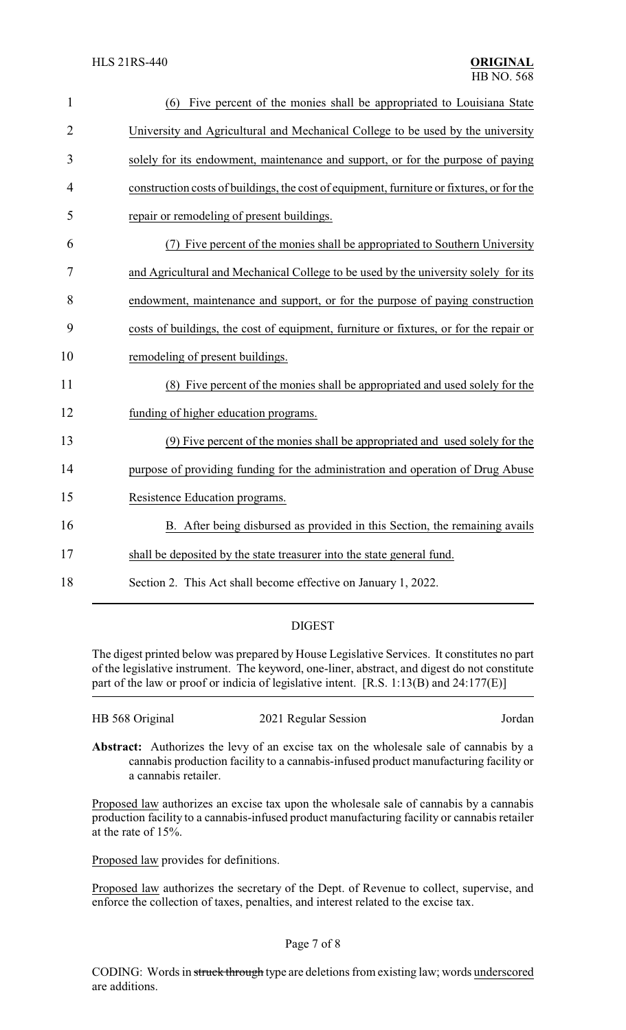(6) Five percent of the monies shall be appropriated to Louisiana State University and Agricultural and Mechanical College to be used by the university solely for its endowment, maintenance and support, or for the purpose of paying construction costs of buildings, the cost of equipment, furniture or fixtures, or for the repair or remodeling of present buildings.

(7) Five percent of the monies shall be appropriated to Southern University and Agricultural and Mechanical College to be used by the university solely for its endowment, maintenance and support, or for the purpose of paying construction costs of buildings, the cost of equipment, furniture or fixtures, or for the repair or remodeling of present buildings.

(8) Five percent of the monies shall be appropriated and used solely for the funding of higher education programs.

(9) Five percent of the monies shall be appropriated and used solely for the purpose of providing funding for the administration and operation of Drug Abuse Resistence Education programs.

B. After being disbursed as provided in this Section, the remaining avails shall be deposited by the state treasurer into the state general fund.

Section 2. This Act shall become effective on January 1, 2022.

## DIGEST

The digest printed below was prepared by House Legislative Services. It constitutes no part of the legislative instrument. The keyword, one-liner, abstract, and digest do not constitute part of the law or proof or indicia of legislative intent. [R.S. 1:13(B) and 24:177(E)]

HB 568 Original | 2021 Regular Session | Jordan

**Abstract:** Authorizes the levy of an excise tax on the wholesale sale of cannabis by a cannabis production facility to a cannabis-infused product manufacturing facility or a cannabis retailer.

Proposed law authorizes an excise tax upon the wholesale sale of cannabis by a cannabis production facility to a cannabis-infused product manufacturing facility or cannabis retailer at the rate of 15%.

Proposed law provides for definitions.

Proposed law authorizes the secretary of the Dept. of Revenue to collect, supervise, and enforce the collection of taxes, penalties, and interest related to the excise tax.

CODING: Words in ~~struck through~~ type are deletions from existing law; words underscored are additions.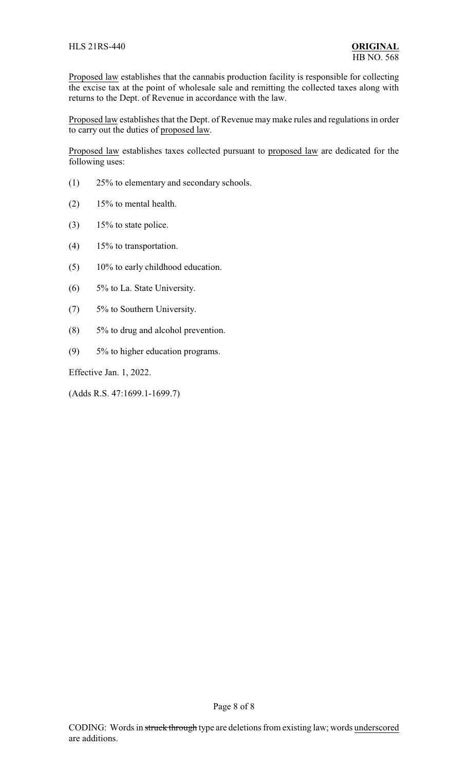Proposed law establishes that the cannabis production facility is responsible for collecting the excise tax at the point of wholesale sale and remitting the collected taxes along with returns to the Dept. of Revenue in accordance with the law.

Proposed law establishes that the Dept. of Revenue may make rules and regulations in order to carry out the duties of proposed law.

Proposed law establishes taxes collected pursuant to proposed law are dedicated for the following uses:

(1) 25% to elementary and secondary schools.

(2) 15% to mental health.

(3) 15% to state police.

(4) 15% to transportation.

(5) 10% to early childhood education.

(6) 5% to La. State University.

(7) 5% to Southern University.

(8) 5% to drug and alcohol prevention.

(9) 5% to higher education programs.

Effective Jan. 1, 2022.

(Adds R.S. 47:1699.1-1699.7)

CODING: Words in ~~struck through~~ type are deletions from existing law; words underscored are additions.